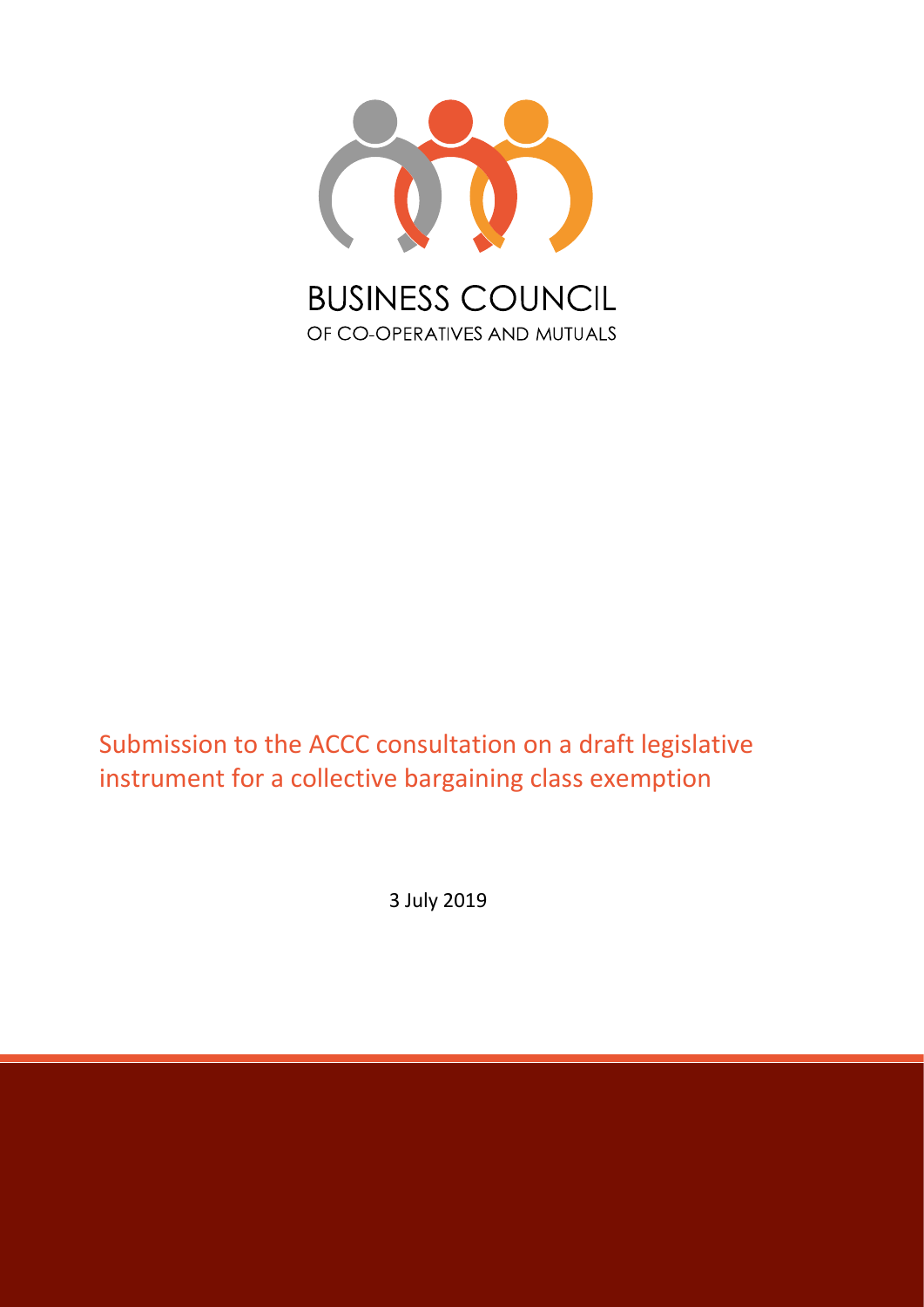# BUSINESS COUNCIL

OF CO-OPERATIVES AND MUTUALS

## Submission to the ACCC consultation on a draft legislative instrument for a collective bargaining class exemption

3 July 2019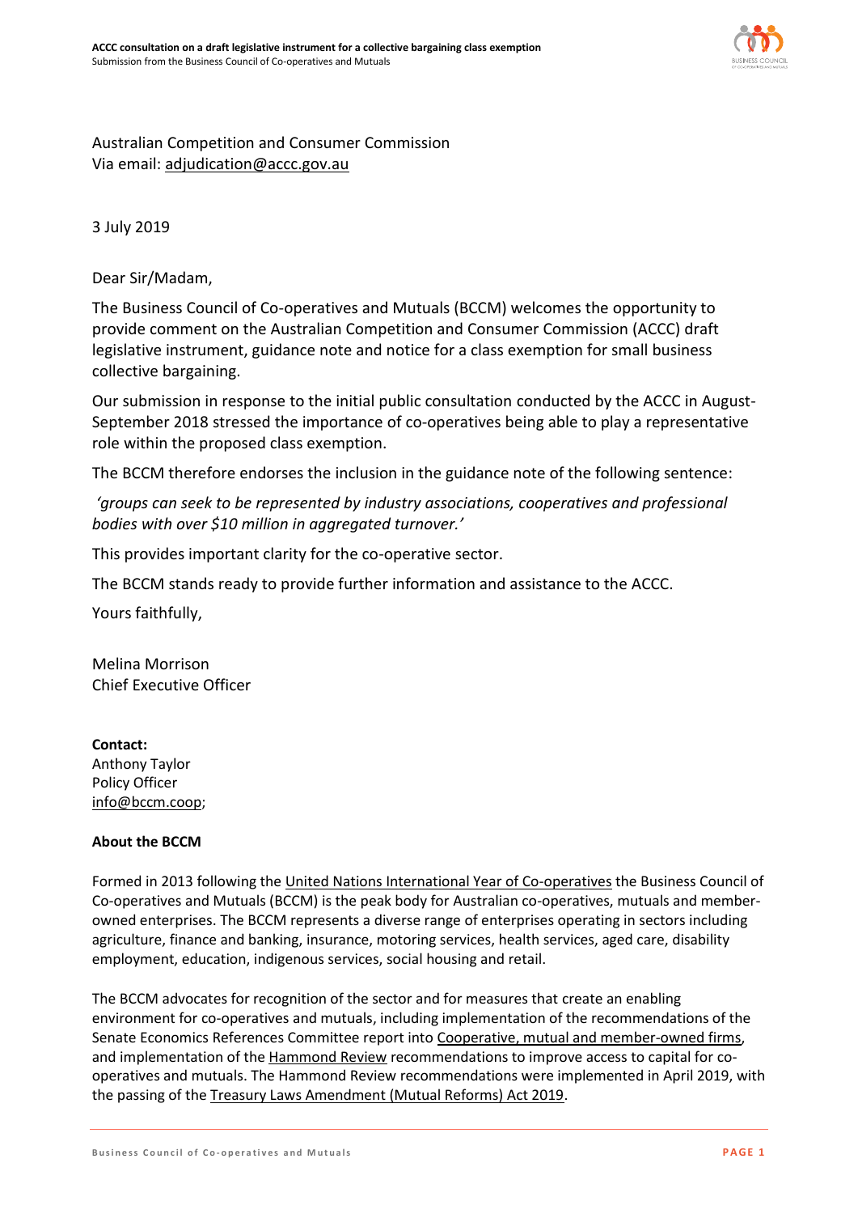Australian Competition and Consumer Commission
Via email: adjudication@accc.gov.au

3 July 2019

Dear Sir/Madam,

The Business Council of Co-operatives and Mutuals (BCCM) welcomes the opportunity to provide comment on the Australian Competition and Consumer Commission (ACCC) draft legislative instrument, guidance note and notice for a class exemption for small business collective bargaining.

Our submission in response to the initial public consultation conducted by the ACCC in August-September 2018 stressed the importance of co-operatives being able to play a representative role within the proposed class exemption.

The BCCM therefore endorses the inclusion in the guidance note of the following sentence:

*'groups can seek to be represented by industry associations, cooperatives and professional bodies with over $10 million in aggregated turnover.'*

This provides important clarity for the co-operative sector.

The BCCM stands ready to provide further information and assistance to the ACCC.

Yours faithfully,

Melina Morrison
Chief Executive Officer

**Contact:**
Anthony Taylor
Policy Officer
info@bccm.coop;

**About the BCCM**

Formed in 2013 following the United Nations International Year of Co-operatives the Business Council of Co-operatives and Mutuals (BCCM) is the peak body for Australian co-operatives, mutuals and member-owned enterprises. The BCCM represents a diverse range of enterprises operating in sectors including agriculture, finance and banking, insurance, motoring services, health services, aged care, disability employment, education, indigenous services, social housing and retail.

The BCCM advocates for recognition of the sector and for measures that create an enabling environment for co-operatives and mutuals, including implementation of the recommendations of the Senate Economics References Committee report into Cooperative, mutual and member-owned firms, and implementation of the Hammond Review recommendations to improve access to capital for co-operatives and mutuals. The Hammond Review recommendations were implemented in April 2019, with the passing of the Treasury Laws Amendment (Mutual Reforms) Act 2019.